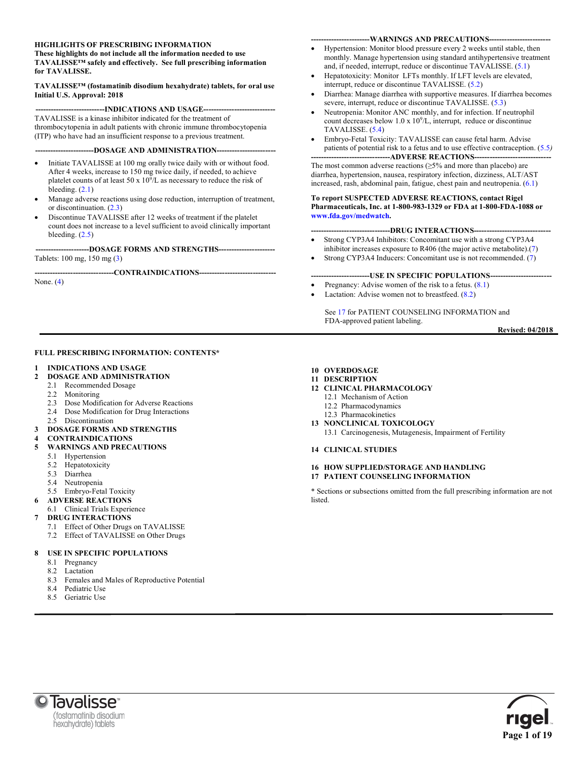**HIGHLIGHTS OF PRESCRIBING INFORMATION**
**These highlights do not include all the information needed to use TAVALISSE™ safely and effectively. See full prescribing information for TAVALISSE.**

**TAVALISSE™ (fostamatinib disodium hexahydrate) tablets, for oral use**
**Initial U.S. Approval: 2018**

**----------------------------INDICATIONS AND USAGE----------------------------**

TAVALISSE is a kinase inhibitor indicated for the treatment of thrombocytopenia in adult patients with chronic immune thrombocytopenia (ITP) who have had an insufficient response to a previous treatment.

**----------------------DOSAGE AND ADMINISTRATION----------------------**

- Initiate TAVALISSE at 100 mg orally twice daily with or without food. After 4 weeks, increase to 150 mg twice daily, if needed, to achieve platelet counts of at least 50 x $10^9$/L as necessary to reduce the risk of bleeding. (2.1)
- Manage adverse reactions using dose reduction, interruption of treatment, or discontinuation. (2.3)
- Discontinue TAVALISSE after 12 weeks of treatment if the platelet count does not increase to a level sufficient to avoid clinically important bleeding. (2.5)

**---------------------DOSAGE FORMS AND STRENGTHS---------------------**

Tablets: 100 mg, 150 mg (3)

**-------------------------------CONTRAINDICATIONS-------------------------------**

None. (4)

**-----------------------WARNINGS AND PRECAUTIONS-----------------------**

- Hypertension: Monitor blood pressure every 2 weeks until stable, then monthly. Manage hypertension using standard antihypertensive treatment and, if needed, interrupt, reduce or discontinue TAVALISSE. (5.1)
- Hepatotoxicity: Monitor LFTs monthly. If LFT levels are elevated, interrupt, reduce or discontinue TAVALISSE. (5.2)
- Diarrhea: Manage diarrhea with supportive measures. If diarrhea becomes severe, interrupt, reduce or discontinue TAVALISSE. (5.3)
- Neutropenia: Monitor ANC monthly, and for infection. If neutrophil count decreases below 1.0 x $10^9$/L, interrupt, reduce or discontinue TAVALISSE. (5.4)
- Embryo-Fetal Toxicity: TAVALISSE can cause fetal harm. Advise patients of potential risk to a fetus and to use effective contraception. (5.5)

**------------------------------ADVERSE REACTIONS------------------------------**

The most common adverse reactions (≥5% and more than placebo) are diarrhea, hypertension, nausea, respiratory infection, dizziness, ALT/AST increased, rash, abdominal pain, fatigue, chest pain and neutropenia. (6.1)

**To report SUSPECTED ADVERSE REACTIONS, contact Rigel Pharmaceuticals, Inc. at 1-800-983-1329 or FDA at 1-800-FDA-1088 or www.fda.gov/medwatch.**

**-------------------------------DRUG INTERACTIONS-------------------------------**

- Strong CYP3A4 Inhibitors: Concomitant use with a strong CYP3A4 inhibitor increases exposure to R406 (the major active metabolite).(7)
- Strong CYP3A4 Inducers: Concomitant use is not recommended. (7)

**-----------------------USE IN SPECIFIC POPULATIONS-----------------------**

- Pregnancy: Advise women of the risk to a fetus. (8.1)
- Lactation: Advise women not to breastfeed. (8.2)

See 17 for PATIENT COUNSELING INFORMATION and FDA-approved patient labeling.

**Revised: 04/2018**

---

**FULL PRESCRIBING INFORMATION: CONTENTS***

**1 INDICATIONS AND USAGE**
**2 DOSAGE AND ADMINISTRATION**
- 2.1 Recommended Dosage
- 2.2 Monitoring
- 2.3 Dose Modification for Adverse Reactions
- 2.4 Dose Modification for Drug Interactions
- 2.5 Discontinuation

**3 DOSAGE FORMS AND STRENGTHS**
**4 CONTRAINDICATIONS**
**5 WARNINGS AND PRECAUTIONS**
- 5.1 Hypertension
- 5.2 Hepatotoxicity
- 5.3 Diarrhea
- 5.4 Neutropenia
- 5.5 Embryo-Fetal Toxicity

**6 ADVERSE REACTIONS**
- 6.1 Clinical Trials Experience

**7 DRUG INTERACTIONS**
- 7.1 Effect of Other Drugs on TAVALISSE
- 7.2 Effect of TAVALISSE on Other Drugs

**8 USE IN SPECIFIC POPULATIONS**
- 8.1 Pregnancy
- 8.2 Lactation
- 8.3 Females and Males of Reproductive Potential
- 8.4 Pediatric Use
- 8.5 Geriatric Use

**10 OVERDOSAGE**
**11 DESCRIPTION**
**12 CLINICAL PHARMACOLOGY**
- 12.1 Mechanism of Action
- 12.2 Pharmacodynamics
- 12.3 Pharmacokinetics

**13 NONCLINICAL TOXICOLOGY**
- 13.1 Carcinogenesis, Mutagenesis, Impairment of Fertility

**14 CLINICAL STUDIES**

**16 HOW SUPPLIED/STORAGE AND HANDLING**
**17 PATIENT COUNSELING INFORMATION**

* Sections or subsections omitted from the full prescribing information are not listed.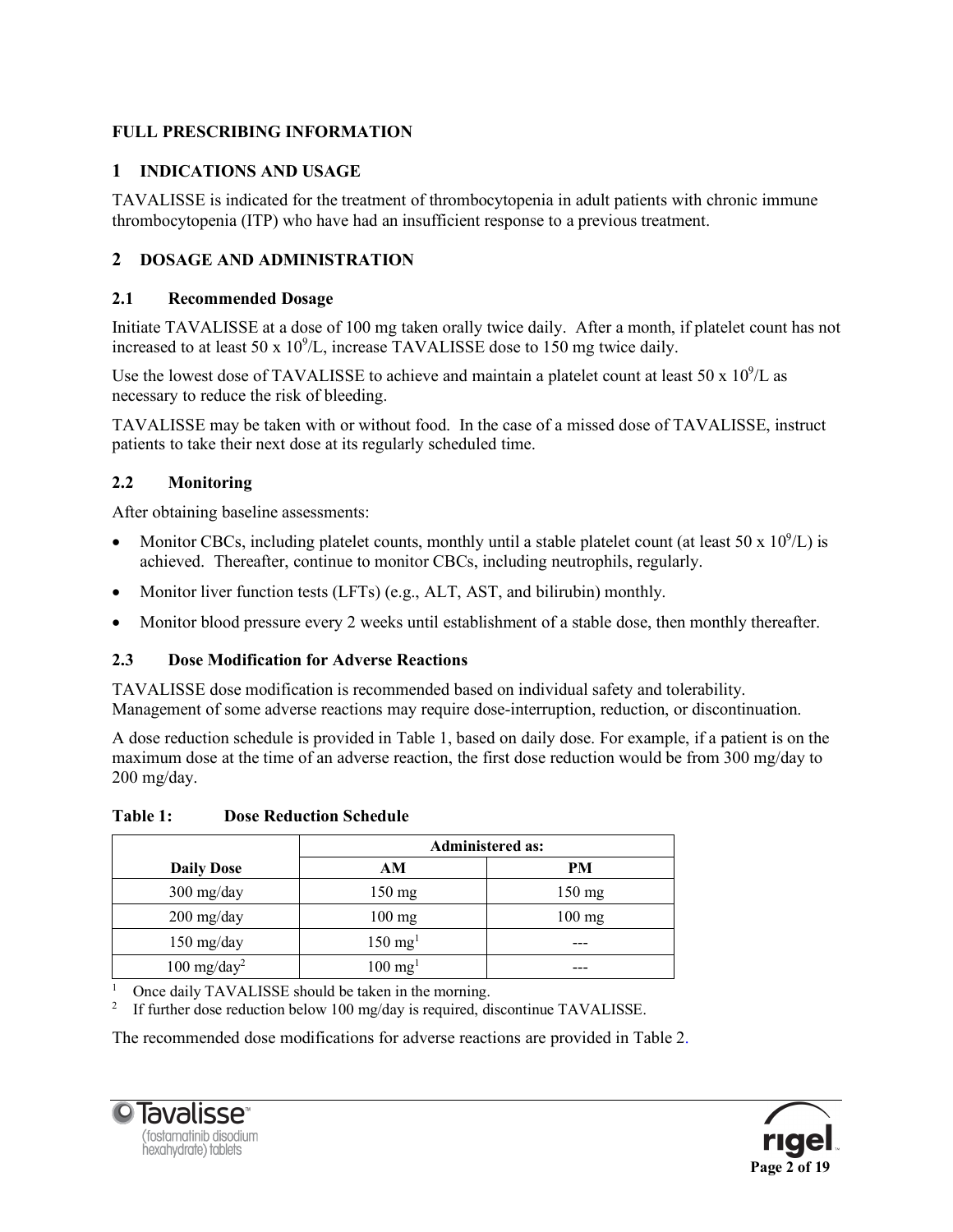# FULL PRESCRIBING INFORMATION

## 1 INDICATIONS AND USAGE

TAVALISSE is indicated for the treatment of thrombocytopenia in adult patients with chronic immune thrombocytopenia (ITP) who have had an insufficient response to a previous treatment.

## 2 DOSAGE AND ADMINISTRATION

### 2.1 Recommended Dosage

Initiate TAVALISSE at a dose of 100 mg taken orally twice daily. After a month, if platelet count has not increased to at least 50 x $10^9$/L, increase TAVALISSE dose to 150 mg twice daily.

Use the lowest dose of TAVALISSE to achieve and maintain a platelet count at least 50 x $10^9$/L as necessary to reduce the risk of bleeding.

TAVALISSE may be taken with or without food. In the case of a missed dose of TAVALISSE, instruct patients to take their next dose at its regularly scheduled time.

### 2.2 Monitoring

After obtaining baseline assessments:

- Monitor CBCs, including platelet counts, monthly until a stable platelet count (at least 50 x $10^9$/L) is achieved. Thereafter, continue to monitor CBCs, including neutrophils, regularly.
- Monitor liver function tests (LFTs) (e.g., ALT, AST, and bilirubin) monthly.
- Monitor blood pressure every 2 weeks until establishment of a stable dose, then monthly thereafter.

### 2.3 Dose Modification for Adverse Reactions

TAVALISSE dose modification is recommended based on individual safety and tolerability. Management of some adverse reactions may require dose-interruption, reduction, or discontinuation.

A dose reduction schedule is provided in Table 1, based on daily dose. For example, if a patient is on the maximum dose at the time of an adverse reaction, the first dose reduction would be from 300 mg/day to 200 mg/day.

**Table 1: Dose Reduction Schedule**

| | Administered as: | |
|---|---|---|
| **Daily Dose** | **AM** | **PM** |
| 300 mg/day | 150 mg | 150 mg |
| 200 mg/day | 100 mg | 100 mg |
| 150 mg/day | 150 mg[1] | --- |
| 100 mg/day[2] | 100 mg[1] | --- |

[1] Once daily TAVALISSE should be taken in the morning.
[2] If further dose reduction below 100 mg/day is required, discontinue TAVALISSE.

The recommended dose modifications for adverse reactions are provided in Table 2.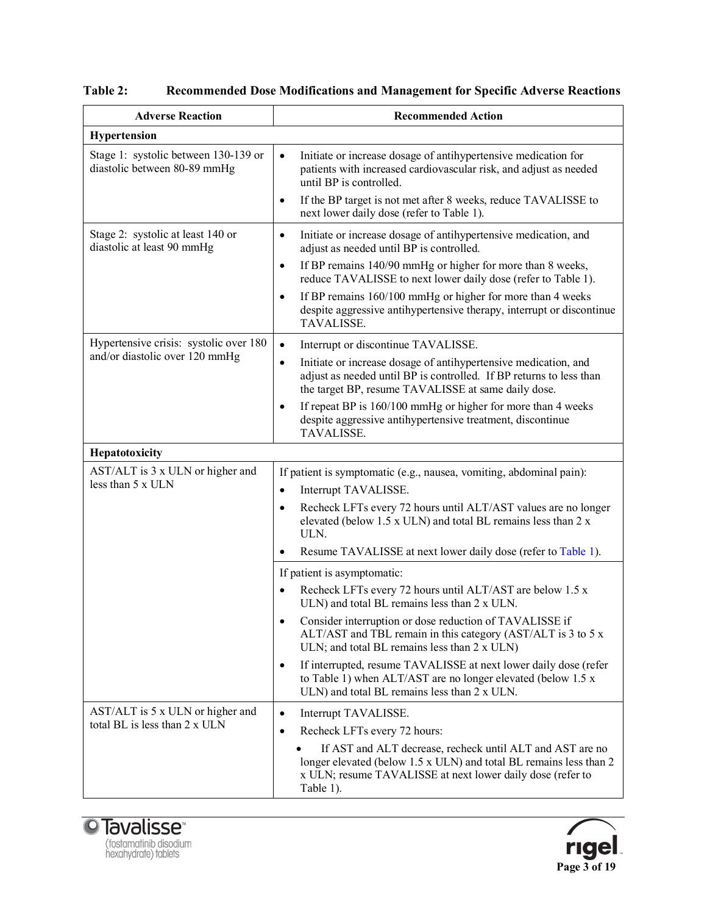**Table 2: Recommended Dose Modifications and Management for Specific Adverse Reactions**

| Adverse Reaction | Recommended Action |
|---|---|
| **Hypertension** | |
| Stage 1: systolic between 130-139 or diastolic between 80-89 mmHg | • Initiate or increase dosage of antihypertensive medication for patients with increased cardiovascular risk, and adjust as needed until BP is controlled.<br>• If the BP target is not met after 8 weeks, reduce TAVALISSE to next lower daily dose (refer to Table 1). |
| Stage 2: systolic at least 140 or diastolic at least 90 mmHg | • Initiate or increase dosage of antihypertensive medication, and adjust as needed until BP is controlled.<br>• If BP remains 140/90 mmHg or higher for more than 8 weeks, reduce TAVALISSE to next lower daily dose (refer to Table 1).<br>• If BP remains 160/100 mmHg or higher for more than 4 weeks despite aggressive antihypertensive therapy, interrupt or discontinue TAVALISSE. |
| Hypertensive crisis: systolic over 180 and/or diastolic over 120 mmHg | • Interrupt or discontinue TAVALISSE.<br>• Initiate or increase dosage of antihypertensive medication, and adjust as needed until BP is controlled. If BP returns to less than the target BP, resume TAVALISSE at same daily dose.<br>• If repeat BP is 160/100 mmHg or higher for more than 4 weeks despite aggressive antihypertensive treatment, discontinue TAVALISSE. |
| **Hepatotoxicity** | |
| AST/ALT is 3 x ULN or higher and less than 5 x ULN | If patient is symptomatic (e.g., nausea, vomiting, abdominal pain):<br>• Interrupt TAVALISSE.<br>• Recheck LFTs every 72 hours until ALT/AST values are no longer elevated (below 1.5 x ULN) and total BL remains less than 2 x ULN.<br>• Resume TAVALISSE at next lower daily dose (refer to Table 1).<br><br>If patient is asymptomatic:<br>• Recheck LFTs every 72 hours until ALT/AST are below 1.5 x ULN) and total BL remains less than 2 x ULN.<br>• Consider interruption or dose reduction of TAVALISSE if ALT/AST and TBL remain in this category (AST/ALT is 3 to 5 x ULN; and total BL remains less than 2 x ULN)<br>• If interrupted, resume TAVALISSE at next lower daily dose (refer to Table 1) when ALT/AST are no longer elevated (below 1.5 x ULN) and total BL remains less than 2 x ULN. |
| AST/ALT is 5 x ULN or higher and total BL is less than 2 x ULN | • Interrupt TAVALISSE.<br>• Recheck LFTs every 72 hours:<br>  • If AST and ALT decrease, recheck until ALT and AST are no longer elevated (below 1.5 x ULN) and total BL remains less than 2 x ULN; resume TAVALISSE at next lower daily dose (refer to Table 1). |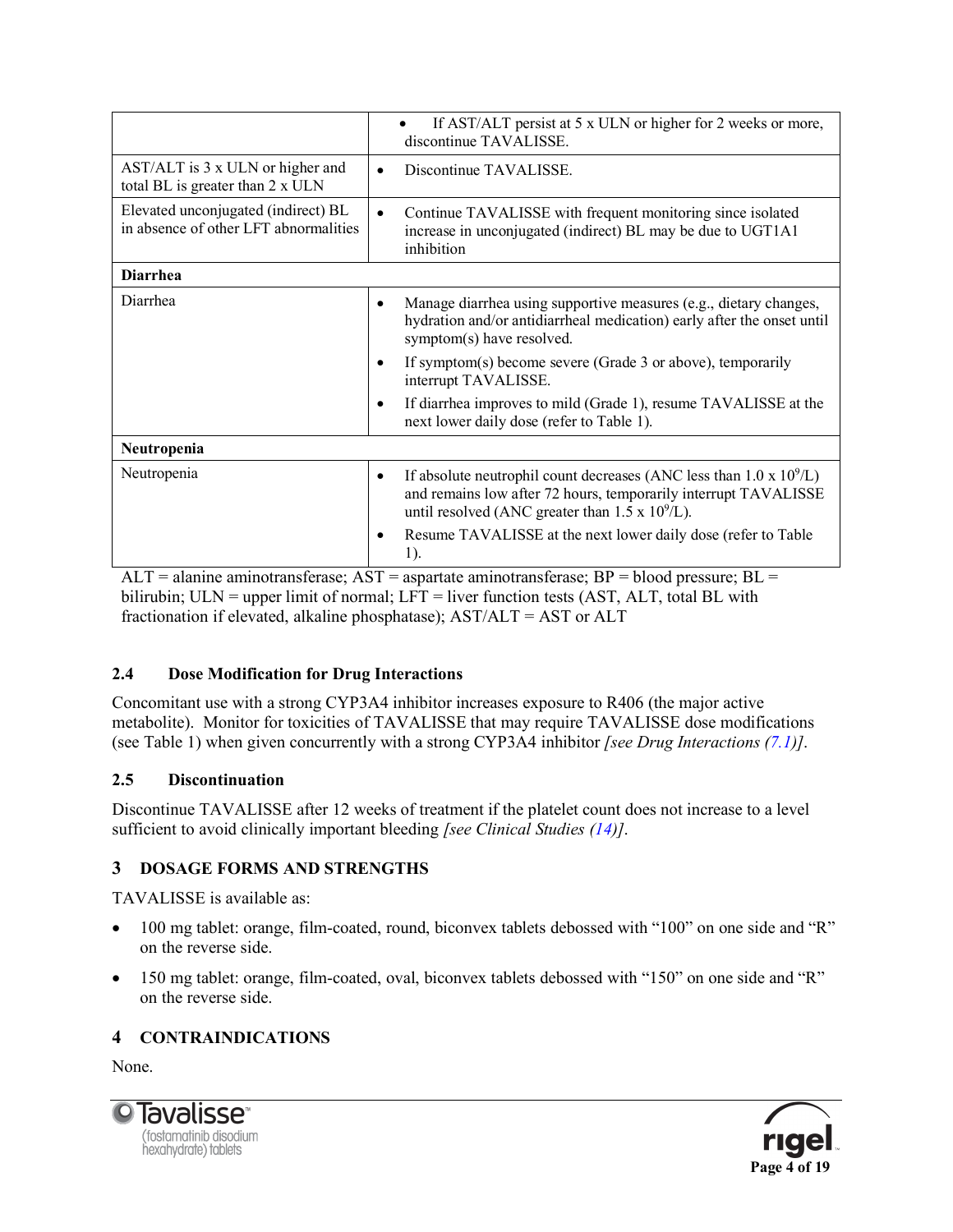| | |
|---|---|
| | • If AST/ALT persist at 5 x ULN or higher for 2 weeks or more, discontinue TAVALISSE. |
| AST/ALT is 3 x ULN or higher and total BL is greater than 2 x ULN | • Discontinue TAVALISSE. |
| Elevated unconjugated (indirect) BL in absence of other LFT abnormalities | • Continue TAVALISSE with frequent monitoring since isolated increase in unconjugated (indirect) BL may be due to UGT1A1 inhibition |
| **Diarrhea** | |
| Diarrhea | • Manage diarrhea using supportive measures (e.g., dietary changes, hydration and/or antidiarrheal medication) early after the onset until symptom(s) have resolved.<br>• If symptom(s) become severe (Grade 3 or above), temporarily interrupt TAVALISSE.<br>• If diarrhea improves to mild (Grade 1), resume TAVALISSE at the next lower daily dose (refer to Table 1). |
| **Neutropenia** | |
| Neutropenia | • If absolute neutrophil count decreases (ANC less than 1.0 x $10^9$/L) and remains low after 72 hours, temporarily interrupt TAVALISSE until resolved (ANC greater than 1.5 x $10^9$/L).<br>• Resume TAVALISSE at the next lower daily dose (refer to Table 1). |

ALT = alanine aminotransferase; AST = aspartate aminotransferase; BP = blood pressure; BL = bilirubin; ULN = upper limit of normal; LFT = liver function tests (AST, ALT, total BL with fractionation if elevated, alkaline phosphatase); AST/ALT = AST or ALT

### 2.4 Dose Modification for Drug Interactions

Concomitant use with a strong CYP3A4 inhibitor increases exposure to R406 (the major active metabolite). Monitor for toxicities of TAVALISSE that may require TAVALISSE dose modifications (see Table 1) when given concurrently with a strong CYP3A4 inhibitor *[see Drug Interactions (7.1)]*.

### 2.5 Discontinuation

Discontinue TAVALISSE after 12 weeks of treatment if the platelet count does not increase to a level sufficient to avoid clinically important bleeding *[see Clinical Studies (14)]*.

## 3 DOSAGE FORMS AND STRENGTHS

TAVALISSE is available as:

- 100 mg tablet: orange, film-coated, round, biconvex tablets debossed with "100" on one side and "R" on the reverse side.
- 150 mg tablet: orange, film-coated, oval, biconvex tablets debossed with "150" on one side and "R" on the reverse side.

## 4 CONTRAINDICATIONS

None.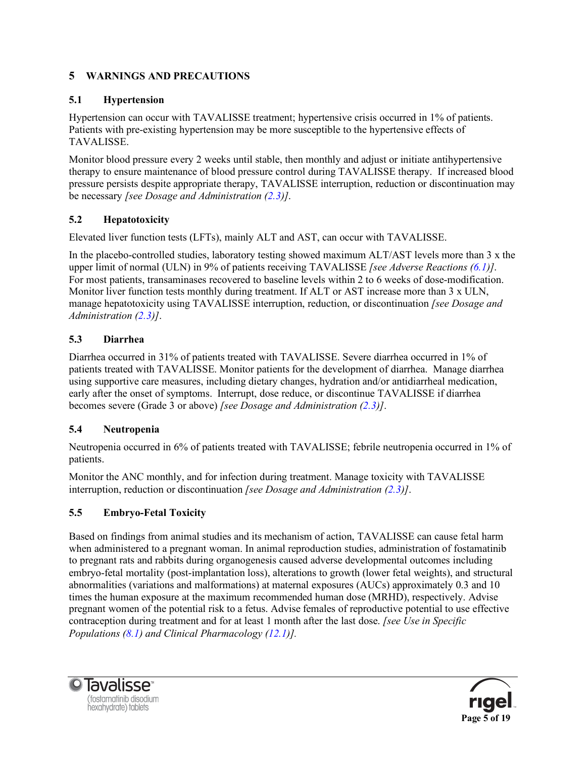## 5 WARNINGS AND PRECAUTIONS

### 5.1 Hypertension

Hypertension can occur with TAVALISSE treatment; hypertensive crisis occurred in 1% of patients. Patients with pre-existing hypertension may be more susceptible to the hypertensive effects of TAVALISSE.

Monitor blood pressure every 2 weeks until stable, then monthly and adjust or initiate antihypertensive therapy to ensure maintenance of blood pressure control during TAVALISSE therapy. If increased blood pressure persists despite appropriate therapy, TAVALISSE interruption, reduction or discontinuation may be necessary *[see Dosage and Administration (2.3)]*.

### 5.2 Hepatotoxicity

Elevated liver function tests (LFTs), mainly ALT and AST, can occur with TAVALISSE.

In the placebo-controlled studies, laboratory testing showed maximum ALT/AST levels more than 3 x the upper limit of normal (ULN) in 9% of patients receiving TAVALISSE *[see Adverse Reactions (6.1)]*. For most patients, transaminases recovered to baseline levels within 2 to 6 weeks of dose-modification. Monitor liver function tests monthly during treatment. If ALT or AST increase more than 3 x ULN, manage hepatotoxicity using TAVALISSE interruption, reduction, or discontinuation *[see Dosage and Administration (2.3)]*.

### 5.3 Diarrhea

Diarrhea occurred in 31% of patients treated with TAVALISSE. Severe diarrhea occurred in 1% of patients treated with TAVALISSE. Monitor patients for the development of diarrhea. Manage diarrhea using supportive care measures, including dietary changes, hydration and/or antidiarrheal medication, early after the onset of symptoms. Interrupt, dose reduce, or discontinue TAVALISSE if diarrhea becomes severe (Grade 3 or above) *[see Dosage and Administration (2.3)]*.

### 5.4 Neutropenia

Neutropenia occurred in 6% of patients treated with TAVALISSE; febrile neutropenia occurred in 1% of patients.

Monitor the ANC monthly, and for infection during treatment. Manage toxicity with TAVALISSE interruption, reduction or discontinuation *[see Dosage and Administration (2.3)]*.

### 5.5 Embryo-Fetal Toxicity

Based on findings from animal studies and its mechanism of action, TAVALISSE can cause fetal harm when administered to a pregnant woman. In animal reproduction studies, administration of fostamatinib to pregnant rats and rabbits during organogenesis caused adverse developmental outcomes including embryo-fetal mortality (post-implantation loss), alterations to growth (lower fetal weights), and structural abnormalities (variations and malformations) at maternal exposures (AUCs) approximately 0.3 and 10 times the human exposure at the maximum recommended human dose (MRHD), respectively. Advise pregnant women of the potential risk to a fetus. Advise females of reproductive potential to use effective contraception during treatment and for at least 1 month after the last dose. *[see Use in Specific Populations (8.1) and Clinical Pharmacology (12.1)].*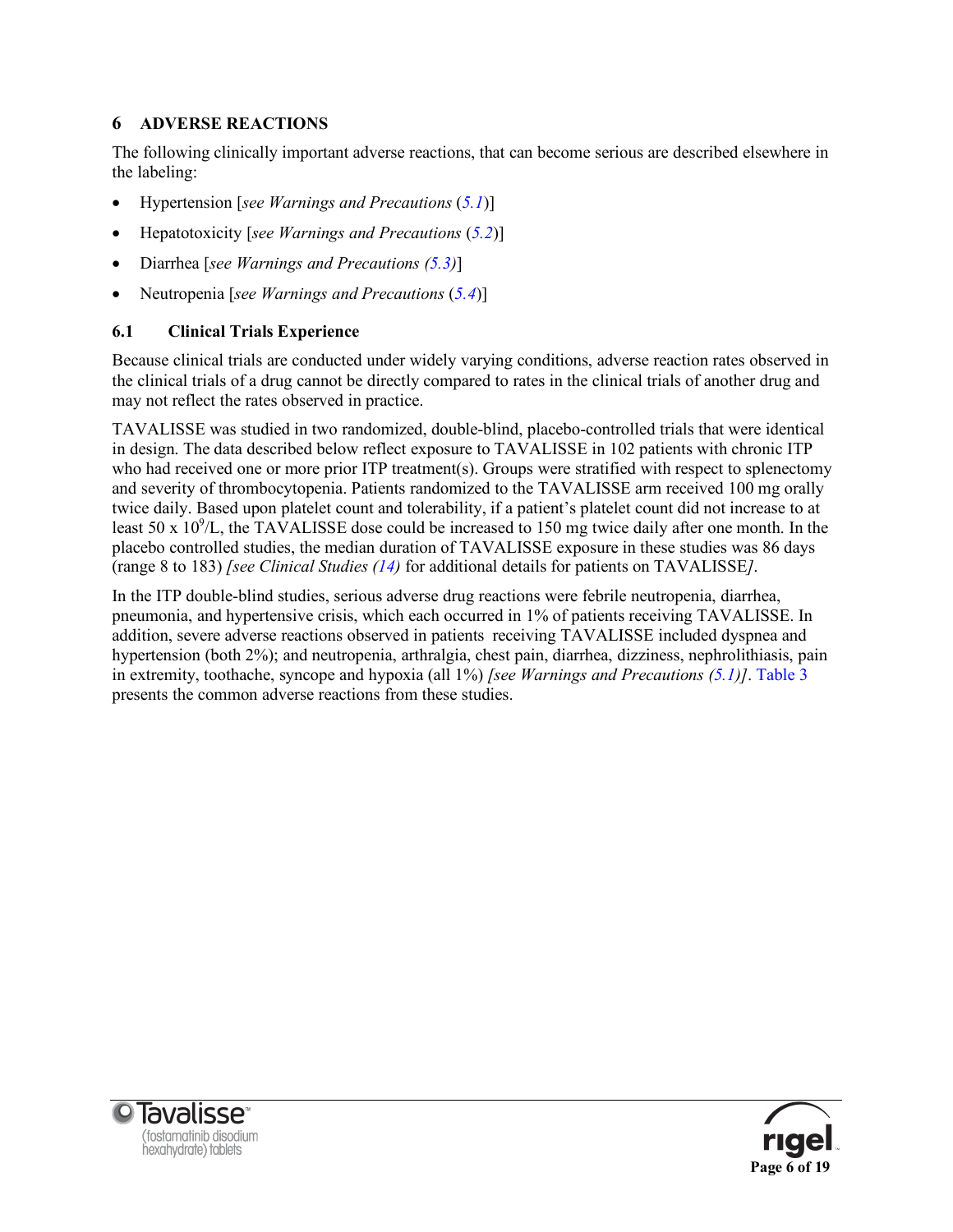## 6 ADVERSE REACTIONS

The following clinically important adverse reactions, that can become serious are described elsewhere in the labeling:

- Hypertension [*see Warnings and Precautions* (*5.1*)]
- Hepatotoxicity [*see Warnings and Precautions* (*5.2*)]
- Diarrhea [*see Warnings and Precautions (5.3)*]
- Neutropenia [*see Warnings and Precautions* (*5.4*)]

### 6.1 Clinical Trials Experience

Because clinical trials are conducted under widely varying conditions, adverse reaction rates observed in the clinical trials of a drug cannot be directly compared to rates in the clinical trials of another drug and may not reflect the rates observed in practice.

TAVALISSE was studied in two randomized, double-blind, placebo-controlled trials that were identical in design. The data described below reflect exposure to TAVALISSE in 102 patients with chronic ITP who had received one or more prior ITP treatment(s). Groups were stratified with respect to splenectomy and severity of thrombocytopenia. Patients randomized to the TAVALISSE arm received 100 mg orally twice daily. Based upon platelet count and tolerability, if a patient's platelet count did not increase to at least 50 x $10^9$/L, the TAVALISSE dose could be increased to 150 mg twice daily after one month. In the placebo controlled studies, the median duration of TAVALISSE exposure in these studies was 86 days (range 8 to 183) *[see Clinical Studies (14)* for additional details for patients on TAVALISSE*]*.

In the ITP double-blind studies, serious adverse drug reactions were febrile neutropenia, diarrhea, pneumonia, and hypertensive crisis, which each occurred in 1% of patients receiving TAVALISSE. In addition, severe adverse reactions observed in patients receiving TAVALISSE included dyspnea and hypertension (both 2%); and neutropenia, arthralgia, chest pain, diarrhea, dizziness, nephrolithiasis, pain in extremity, toothache, syncope and hypoxia (all 1%) *[see Warnings and Precautions (5.1)]*. Table 3 presents the common adverse reactions from these studies.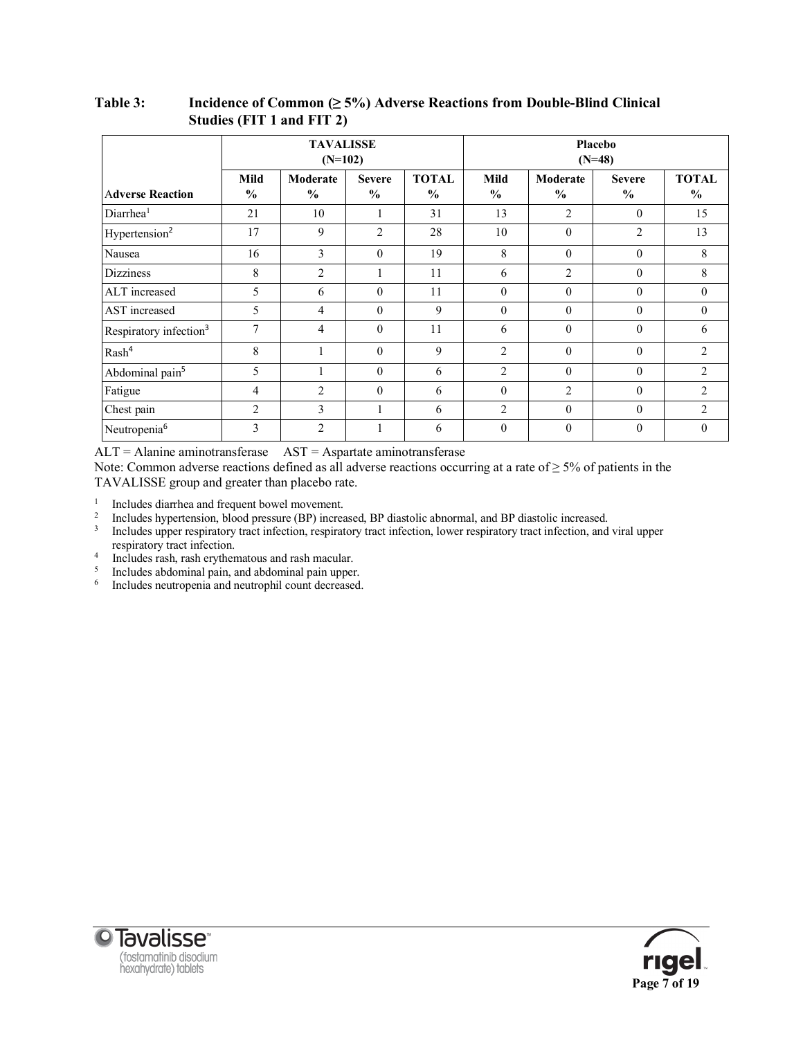**Table 3: Incidence of Common (≥ 5%) Adverse Reactions from Double-Blind Clinical Studies (FIT 1 and FIT 2)**

| | TAVALISSE (N=102) | | | | Placebo (N=48) | | | |
|---|---|---|---|---|---|---|---|---|
| **Adverse Reaction** | **Mild %** | **Moderate %** | **Severe %** | **TOTAL %** | **Mild %** | **Moderate %** | **Severe %** | **TOTAL %** |
| Diarrhea[1] | 21 | 10 | 1 | 31 | 13 | 2 | 0 | 15 |
| Hypertension[2] | 17 | 9 | 2 | 28 | 10 | 0 | 2 | 13 |
| Nausea | 16 | 3 | 0 | 19 | 8 | 0 | 0 | 8 |
| Dizziness | 8 | 2 | 1 | 11 | 6 | 2 | 0 | 8 |
| ALT increased | 5 | 6 | 0 | 11 | 0 | 0 | 0 | 0 |
| AST increased | 5 | 4 | 0 | 9 | 0 | 0 | 0 | 0 |
| Respiratory infection[3] | 7 | 4 | 0 | 11 | 6 | 0 | 0 | 6 |
| Rash[4] | 8 | 1 | 0 | 9 | 2 | 0 | 0 | 2 |
| Abdominal pain[5] | 5 | 1 | 0 | 6 | 2 | 0 | 0 | 2 |
| Fatigue | 4 | 2 | 0 | 6 | 0 | 2 | 0 | 2 |
| Chest pain | 2 | 3 | 1 | 6 | 2 | 0 | 0 | 2 |
| Neutropenia[6] | 3 | 2 | 1 | 6 | 0 | 0 | 0 | 0 |

ALT = Alanine aminotransferase AST = Aspartate aminotransferase

Note: Common adverse reactions defined as all adverse reactions occurring at a rate of ≥ 5% of patients in the TAVALISSE group and greater than placebo rate.

[1] Includes diarrhea and frequent bowel movement.
[2] Includes hypertension, blood pressure (BP) increased, BP diastolic abnormal, and BP diastolic increased.
[3] Includes upper respiratory tract infection, respiratory tract infection, lower respiratory tract infection, and viral upper respiratory tract infection.
[4] Includes rash, rash erythematous and rash macular.
[5] Includes abdominal pain, and abdominal pain upper.
[6] Includes neutropenia and neutrophil count decreased.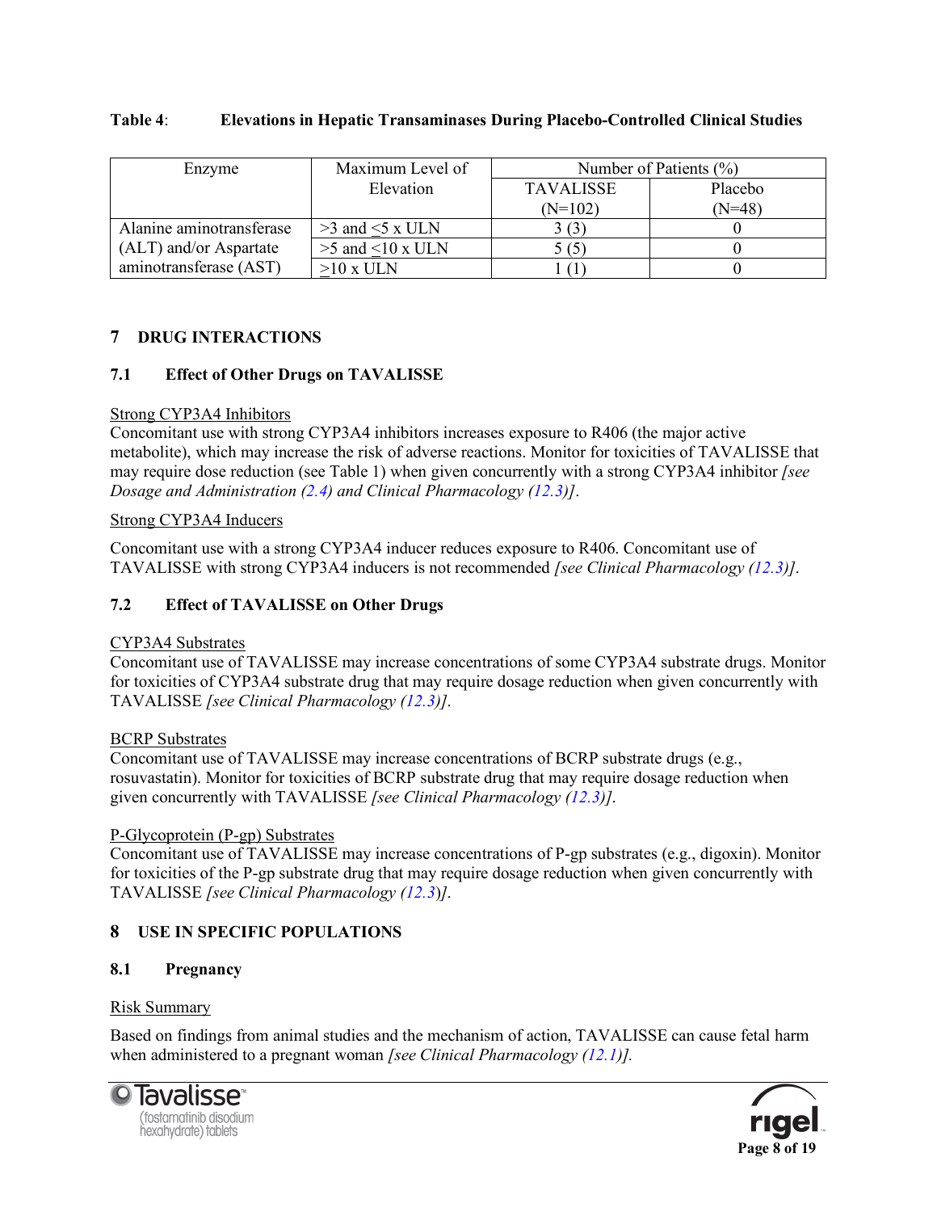**Table 4**: **Elevations in Hepatic Transaminases During Placebo-Controlled Clinical Studies**

| Enzyme | Maximum Level of Elevation | Number of Patients (%) | |
|---|---|---|---|
| | | TAVALISSE (N=102) | Placebo (N=48) |
| Alanine aminotransferase (ALT) and/or Aspartate aminotransferase (AST) | >3 and ≤5 x ULN | 3 (3) | 0 |
| | >5 and ≤10 x ULN | 5 (5) | 0 |
| | ≥10 x ULN | 1 (1) | 0 |

## 7 DRUG INTERACTIONS

### 7.1 Effect of Other Drugs on TAVALISSE

Strong CYP3A4 Inhibitors

Concomitant use with strong CYP3A4 inhibitors increases exposure to R406 (the major active metabolite), which may increase the risk of adverse reactions. Monitor for toxicities of TAVALISSE that may require dose reduction (see Table 1) when given concurrently with a strong CYP3A4 inhibitor *[see Dosage and Administration (2.4) and Clinical Pharmacology (12.3)]*.

Strong CYP3A4 Inducers

Concomitant use with a strong CYP3A4 inducer reduces exposure to R406. Concomitant use of TAVALISSE with strong CYP3A4 inducers is not recommended *[see Clinical Pharmacology (12.3)]*.

### 7.2 Effect of TAVALISSE on Other Drugs

CYP3A4 Substrates

Concomitant use of TAVALISSE may increase concentrations of some CYP3A4 substrate drugs. Monitor for toxicities of CYP3A4 substrate drug that may require dosage reduction when given concurrently with TAVALISSE *[see Clinical Pharmacology (12.3)]*.

BCRP Substrates

Concomitant use of TAVALISSE may increase concentrations of BCRP substrate drugs (e.g., rosuvastatin). Monitor for toxicities of BCRP substrate drug that may require dosage reduction when given concurrently with TAVALISSE *[see Clinical Pharmacology (12.3)]*.

P-Glycoprotein (P-gp) Substrates

Concomitant use of TAVALISSE may increase concentrations of P-gp substrates (e.g., digoxin). Monitor for toxicities of the P-gp substrate drug that may require dosage reduction when given concurrently with TAVALISSE *[see Clinical Pharmacology (12.3)]*.

## 8 USE IN SPECIFIC POPULATIONS

### 8.1 Pregnancy

Risk Summary

Based on findings from animal studies and the mechanism of action, TAVALISSE can cause fetal harm when administered to a pregnant woman *[see Clinical Pharmacology (12.1)].*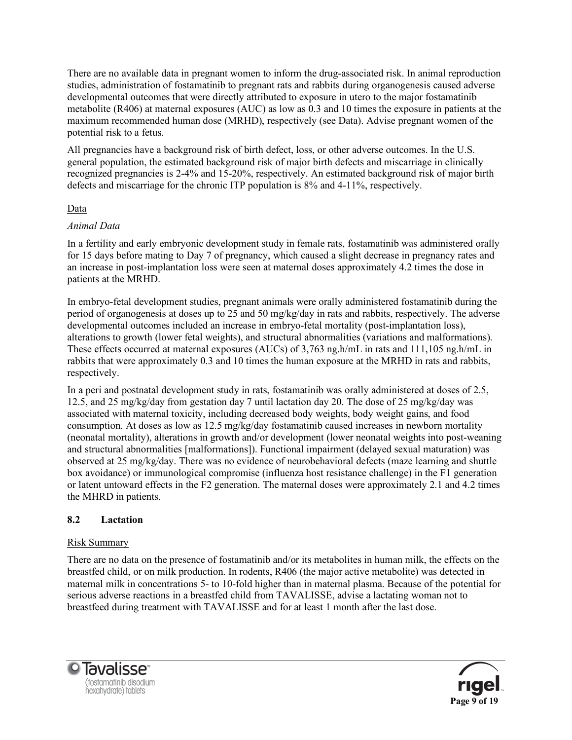There are no available data in pregnant women to inform the drug-associated risk. In animal reproduction studies, administration of fostamatinib to pregnant rats and rabbits during organogenesis caused adverse developmental outcomes that were directly attributed to exposure in utero to the major fostamatinib metabolite (R406) at maternal exposures (AUC) as low as 0.3 and 10 times the exposure in patients at the maximum recommended human dose (MRHD), respectively (see Data). Advise pregnant women of the potential risk to a fetus.

All pregnancies have a background risk of birth defect, loss, or other adverse outcomes. In the U.S. general population, the estimated background risk of major birth defects and miscarriage in clinically recognized pregnancies is 2-4% and 15-20%, respectively. An estimated background risk of major birth defects and miscarriage for the chronic ITP population is 8% and 4-11%, respectively.

Data

*Animal Data*

In a fertility and early embryonic development study in female rats, fostamatinib was administered orally for 15 days before mating to Day 7 of pregnancy, which caused a slight decrease in pregnancy rates and an increase in post-implantation loss were seen at maternal doses approximately 4.2 times the dose in patients at the MRHD.

In embryo-fetal development studies, pregnant animals were orally administered fostamatinib during the period of organogenesis at doses up to 25 and 50 mg/kg/day in rats and rabbits, respectively. The adverse developmental outcomes included an increase in embryo-fetal mortality (post-implantation loss), alterations to growth (lower fetal weights), and structural abnormalities (variations and malformations). These effects occurred at maternal exposures (AUCs) of 3,763 ng.h/mL in rats and 111,105 ng.h/mL in rabbits that were approximately 0.3 and 10 times the human exposure at the MRHD in rats and rabbits, respectively.

In a peri and postnatal development study in rats, fostamatinib was orally administered at doses of 2.5, 12.5, and 25 mg/kg/day from gestation day 7 until lactation day 20. The dose of 25 mg/kg/day was associated with maternal toxicity, including decreased body weights, body weight gains, and food consumption. At doses as low as 12.5 mg/kg/day fostamatinib caused increases in newborn mortality (neonatal mortality), alterations in growth and/or development (lower neonatal weights into post-weaning and structural abnormalities [malformations]). Functional impairment (delayed sexual maturation) was observed at 25 mg/kg/day. There was no evidence of neurobehavioral defects (maze learning and shuttle box avoidance) or immunological compromise (influenza host resistance challenge) in the F1 generation or latent untoward effects in the F2 generation. The maternal doses were approximately 2.1 and 4.2 times the MHRD in patients.

## 8.2 Lactation

Risk Summary

There are no data on the presence of fostamatinib and/or its metabolites in human milk, the effects on the breastfed child, or on milk production. In rodents, R406 (the major active metabolite) was detected in maternal milk in concentrations 5- to 10-fold higher than in maternal plasma. Because of the potential for serious adverse reactions in a breastfed child from TAVALISSE, advise a lactating woman not to breastfeed during treatment with TAVALISSE and for at least 1 month after the last dose.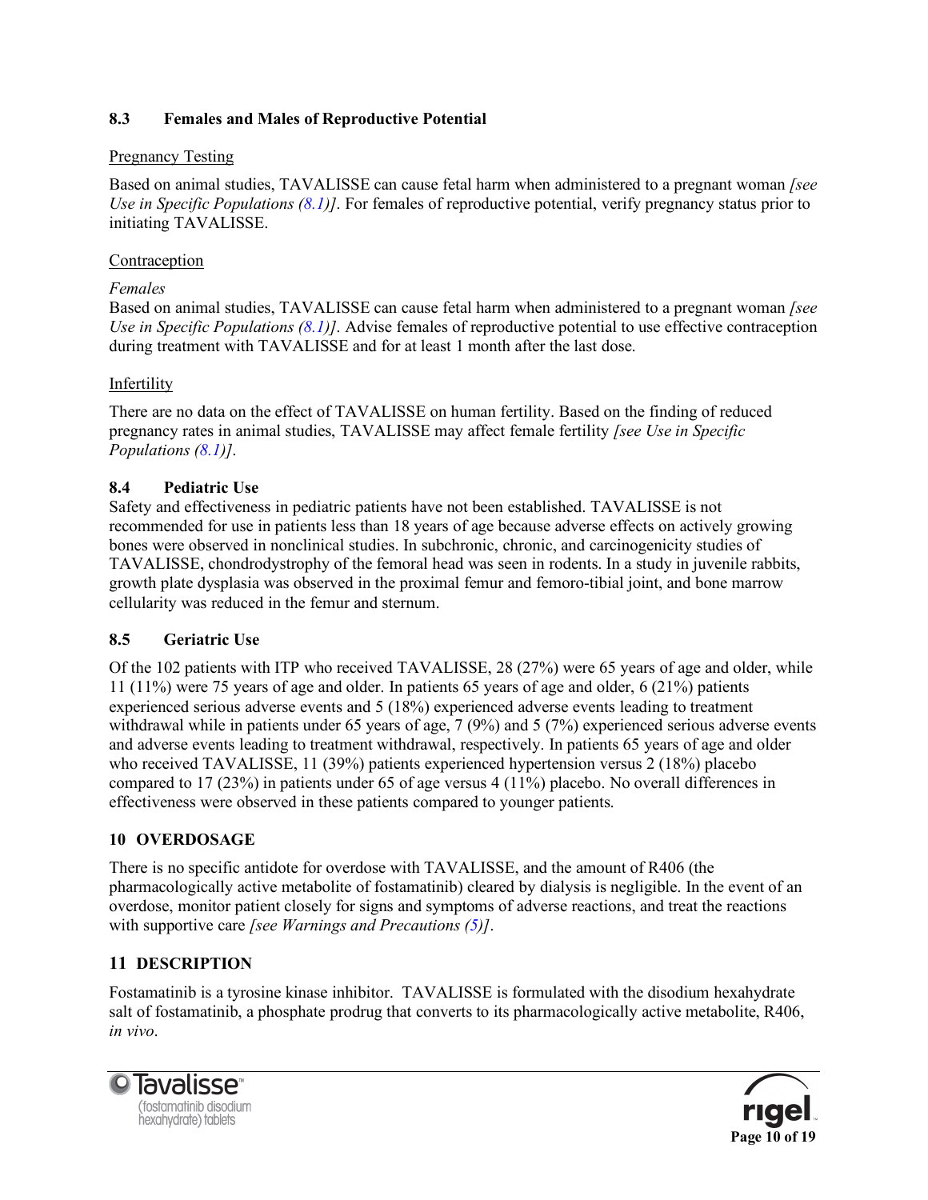## 8.3 Females and Males of Reproductive Potential

Pregnancy Testing

Based on animal studies, TAVALISSE can cause fetal harm when administered to a pregnant woman *[see Use in Specific Populations (8.1)]*. For females of reproductive potential, verify pregnancy status prior to initiating TAVALISSE.

Contraception

*Females*

Based on animal studies, TAVALISSE can cause fetal harm when administered to a pregnant woman *[see Use in Specific Populations (8.1)]*. Advise females of reproductive potential to use effective contraception during treatment with TAVALISSE and for at least 1 month after the last dose.

Infertility

There are no data on the effect of TAVALISSE on human fertility. Based on the finding of reduced pregnancy rates in animal studies, TAVALISSE may affect female fertility *[see Use in Specific Populations (8.1)]*.

## 8.4 Pediatric Use

Safety and effectiveness in pediatric patients have not been established. TAVALISSE is not recommended for use in patients less than 18 years of age because adverse effects on actively growing bones were observed in nonclinical studies. In subchronic, chronic, and carcinogenicity studies of TAVALISSE, chondrodystrophy of the femoral head was seen in rodents. In a study in juvenile rabbits, growth plate dysplasia was observed in the proximal femur and femoro-tibial joint, and bone marrow cellularity was reduced in the femur and sternum.

## 8.5 Geriatric Use

Of the 102 patients with ITP who received TAVALISSE, 28 (27%) were 65 years of age and older, while 11 (11%) were 75 years of age and older. In patients 65 years of age and older, 6 (21%) patients experienced serious adverse events and 5 (18%) experienced adverse events leading to treatment withdrawal while in patients under 65 years of age, 7 (9%) and 5 (7%) experienced serious adverse events and adverse events leading to treatment withdrawal, respectively. In patients 65 years of age and older who received TAVALISSE, 11 (39%) patients experienced hypertension versus 2 (18%) placebo compared to 17 (23%) in patients under 65 of age versus 4 (11%) placebo. No overall differences in effectiveness were observed in these patients compared to younger patients.

# 10 OVERDOSAGE

There is no specific antidote for overdose with TAVALISSE, and the amount of R406 (the pharmacologically active metabolite of fostamatinib) cleared by dialysis is negligible. In the event of an overdose, monitor patient closely for signs and symptoms of adverse reactions, and treat the reactions with supportive care *[see Warnings and Precautions (5)]*.

# 11 DESCRIPTION

Fostamatinib is a tyrosine kinase inhibitor. TAVALISSE is formulated with the disodium hexahydrate salt of fostamatinib, a phosphate prodrug that converts to its pharmacologically active metabolite, R406, *in vivo*.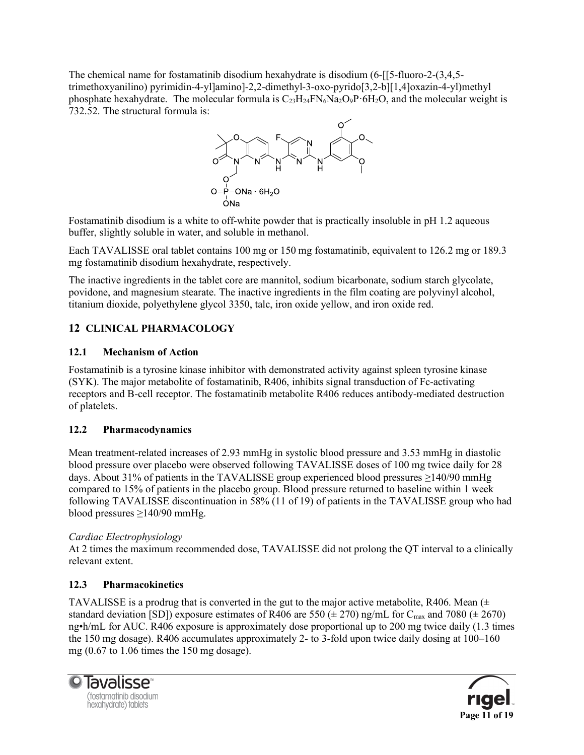The chemical name for fostamatinib disodium hexahydrate is disodium (6-[[5-fluoro-2-(3,4,5-trimethoxyanilino) pyrimidin-4-yl]amino]-2,2-dimethyl-3-oxo-pyrido[3,2-b][1,4]oxazin-4-yl)methyl phosphate hexahydrate. The molecular formula is $C_{23}H_{24}FN_6Na_2O_9P \cdot 6H_2O$, and the molecular weight is 732.52. The structural formula is:

Fostamatinib disodium is a white to off-white powder that is practically insoluble in pH 1.2 aqueous buffer, slightly soluble in water, and soluble in methanol.

Each TAVALISSE oral tablet contains 100 mg or 150 mg fostamatinib, equivalent to 126.2 mg or 189.3 mg fostamatinib disodium hexahydrate, respectively.

The inactive ingredients in the tablet core are mannitol, sodium bicarbonate, sodium starch glycolate, povidone, and magnesium stearate. The inactive ingredients in the film coating are polyvinyl alcohol, titanium dioxide, polyethylene glycol 3350, talc, iron oxide yellow, and iron oxide red.

## 12 CLINICAL PHARMACOLOGY

### 12.1 Mechanism of Action

Fostamatinib is a tyrosine kinase inhibitor with demonstrated activity against spleen tyrosine kinase (SYK). The major metabolite of fostamatinib, R406, inhibits signal transduction of Fc-activating receptors and B-cell receptor. The fostamatinib metabolite R406 reduces antibody-mediated destruction of platelets.

### 12.2 Pharmacodynamics

Mean treatment-related increases of 2.93 mmHg in systolic blood pressure and 3.53 mmHg in diastolic blood pressure over placebo were observed following TAVALISSE doses of 100 mg twice daily for 28 days. About 31% of patients in the TAVALISSE group experienced blood pressures ≥140/90 mmHg compared to 15% of patients in the placebo group. Blood pressure returned to baseline within 1 week following TAVALISSE discontinuation in 58% (11 of 19) of patients in the TAVALISSE group who had blood pressures ≥140/90 mmHg.

*Cardiac Electrophysiology*

At 2 times the maximum recommended dose, TAVALISSE did not prolong the QT interval to a clinically relevant extent.

### 12.3 Pharmacokinetics

TAVALISSE is a prodrug that is converted in the gut to the major active metabolite, R406. Mean (± standard deviation [SD]) exposure estimates of R406 are 550 (± 270) ng/mL for $C_{max}$ and 7080 (± 2670) ng•h/mL for AUC. R406 exposure is approximately dose proportional up to 200 mg twice daily (1.3 times the 150 mg dosage). R406 accumulates approximately 2- to 3-fold upon twice daily dosing at 100–160 mg (0.67 to 1.06 times the 150 mg dosage).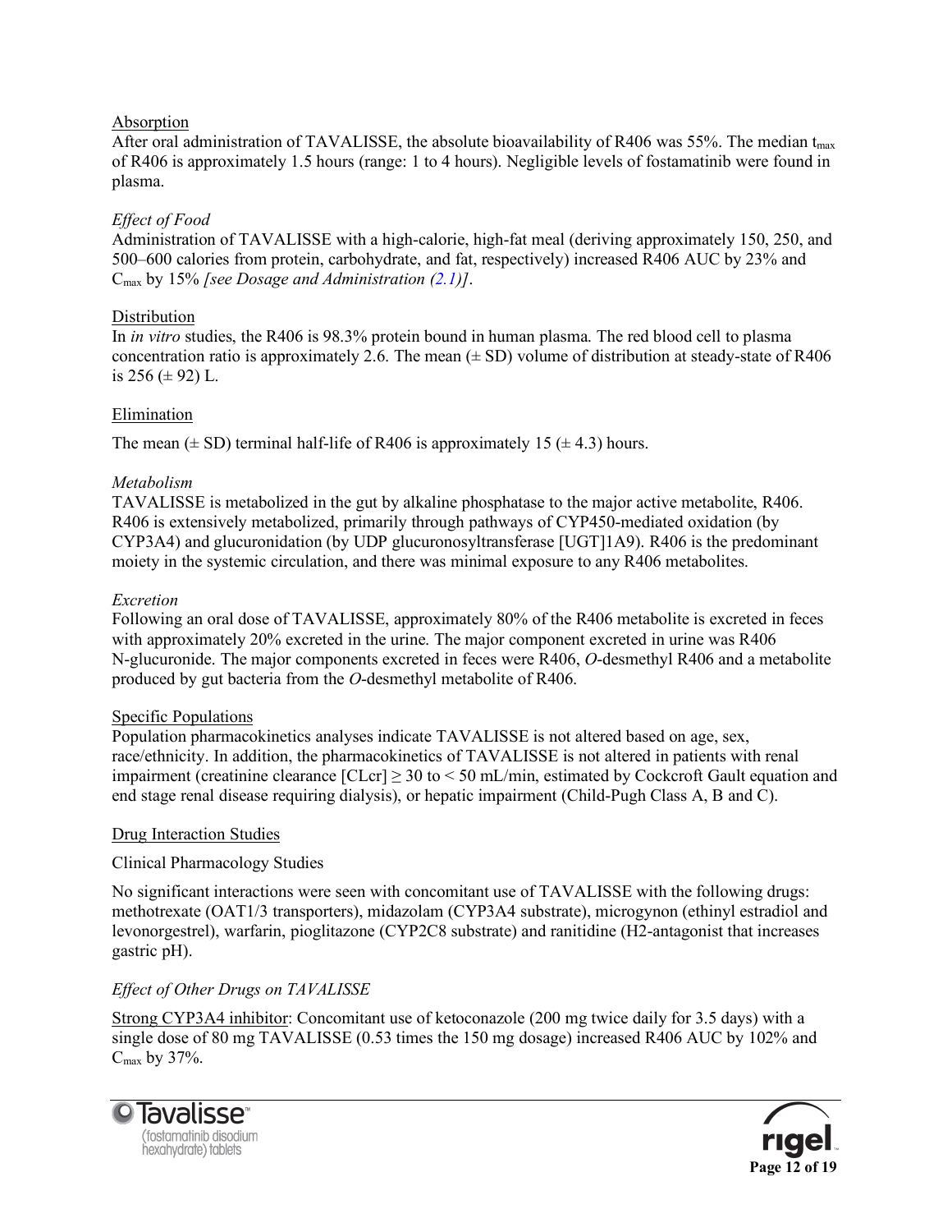### Absorption

After oral administration of TAVALISSE, the absolute bioavailability of R406 was 55%. The median $t_{max}$ of R406 is approximately 1.5 hours (range: 1 to 4 hours). Negligible levels of fostamatinib were found in plasma.

#### *Effect of Food*

Administration of TAVALISSE with a high-calorie, high-fat meal (deriving approximately 150, 250, and 500–600 calories from protein, carbohydrate, and fat, respectively) increased R406 AUC by 23% and $C_{max}$ by 15% *[see Dosage and Administration (2.1)]*.

### Distribution

In *in vitro* studies, the R406 is 98.3% protein bound in human plasma. The red blood cell to plasma concentration ratio is approximately 2.6. The mean (± SD) volume of distribution at steady-state of R406 is 256 (± 92) L.

### Elimination

The mean (± SD) terminal half-life of R406 is approximately 15 (± 4.3) hours.

#### *Metabolism*

TAVALISSE is metabolized in the gut by alkaline phosphatase to the major active metabolite, R406. R406 is extensively metabolized, primarily through pathways of CYP450-mediated oxidation (by CYP3A4) and glucuronidation (by UDP glucuronosyltransferase [UGT]1A9). R406 is the predominant moiety in the systemic circulation, and there was minimal exposure to any R406 metabolites.

#### *Excretion*

Following an oral dose of TAVALISSE, approximately 80% of the R406 metabolite is excreted in feces with approximately 20% excreted in the urine. The major component excreted in urine was R406 N-glucuronide. The major components excreted in feces were R406, *O*-desmethyl R406 and a metabolite produced by gut bacteria from the *O*-desmethyl metabolite of R406.

### Specific Populations

Population pharmacokinetics analyses indicate TAVALISSE is not altered based on age, sex, race/ethnicity. In addition, the pharmacokinetics of TAVALISSE is not altered in patients with renal impairment (creatinine clearance [CLcr] ≥ 30 to < 50 mL/min, estimated by Cockcroft Gault equation and end stage renal disease requiring dialysis), or hepatic impairment (Child-Pugh Class A, B and C).

### Drug Interaction Studies

Clinical Pharmacology Studies

No significant interactions were seen with concomitant use of TAVALISSE with the following drugs: methotrexate (OAT1/3 transporters), midazolam (CYP3A4 substrate), microgynon (ethinyl estradiol and levonorgestrel), warfarin, pioglitazone (CYP2C8 substrate) and ranitidine (H2-antagonist that increases gastric pH).

#### *Effect of Other Drugs on TAVALISSE*

Strong CYP3A4 inhibitor: Concomitant use of ketoconazole (200 mg twice daily for 3.5 days) with a single dose of 80 mg TAVALISSE (0.53 times the 150 mg dosage) increased R406 AUC by 102% and $C_{max}$ by 37%.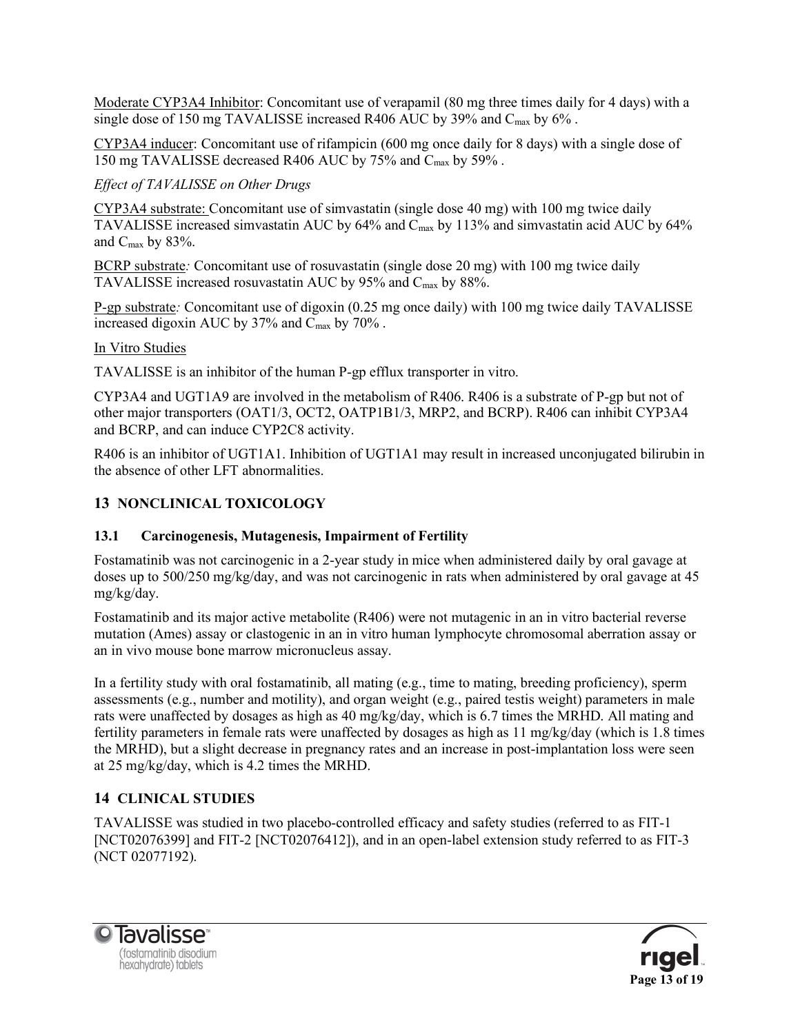Moderate CYP3A4 Inhibitor: Concomitant use of verapamil (80 mg three times daily for 4 days) with a single dose of 150 mg TAVALISSE increased R406 AUC by 39% and $C_{max}$ by 6% .

CYP3A4 inducer: Concomitant use of rifampicin (600 mg once daily for 8 days) with a single dose of 150 mg TAVALISSE decreased R406 AUC by 75% and $C_{max}$ by 59% .

*Effect of TAVALISSE on Other Drugs*

CYP3A4 substrate: Concomitant use of simvastatin (single dose 40 mg) with 100 mg twice daily TAVALISSE increased simvastatin AUC by 64% and $C_{max}$ by 113% and simvastatin acid AUC by 64% and $C_{max}$ by 83%.

BCRP substrate*:* Concomitant use of rosuvastatin (single dose 20 mg) with 100 mg twice daily TAVALISSE increased rosuvastatin AUC by 95% and $C_{max}$ by 88%.

P-gp substrate*:* Concomitant use of digoxin (0.25 mg once daily) with 100 mg twice daily TAVALISSE increased digoxin AUC by 37% and $C_{max}$ by 70% .

In Vitro Studies

TAVALISSE is an inhibitor of the human P-gp efflux transporter in vitro.

CYP3A4 and UGT1A9 are involved in the metabolism of R406. R406 is a substrate of P-gp but not of other major transporters (OAT1/3, OCT2, OATP1B1/3, MRP2, and BCRP). R406 can inhibit CYP3A4 and BCRP, and can induce CYP2C8 activity.

R406 is an inhibitor of UGT1A1. Inhibition of UGT1A1 may result in increased unconjugated bilirubin in the absence of other LFT abnormalities.

## 13 NONCLINICAL TOXICOLOGY

### 13.1 Carcinogenesis, Mutagenesis, Impairment of Fertility

Fostamatinib was not carcinogenic in a 2-year study in mice when administered daily by oral gavage at doses up to 500/250 mg/kg/day, and was not carcinogenic in rats when administered by oral gavage at 45 mg/kg/day.

Fostamatinib and its major active metabolite (R406) were not mutagenic in an in vitro bacterial reverse mutation (Ames) assay or clastogenic in an in vitro human lymphocyte chromosomal aberration assay or an in vivo mouse bone marrow micronucleus assay.

In a fertility study with oral fostamatinib, all mating (e.g., time to mating, breeding proficiency), sperm assessments (e.g., number and motility), and organ weight (e.g., paired testis weight) parameters in male rats were unaffected by dosages as high as 40 mg/kg/day, which is 6.7 times the MRHD. All mating and fertility parameters in female rats were unaffected by dosages as high as 11 mg/kg/day (which is 1.8 times the MRHD), but a slight decrease in pregnancy rates and an increase in post-implantation loss were seen at 25 mg/kg/day, which is 4.2 times the MRHD.

## 14 CLINICAL STUDIES

TAVALISSE was studied in two placebo-controlled efficacy and safety studies (referred to as FIT-1 [NCT02076399] and FIT-2 [NCT02076412]), and in an open-label extension study referred to as FIT-3 (NCT 02077192).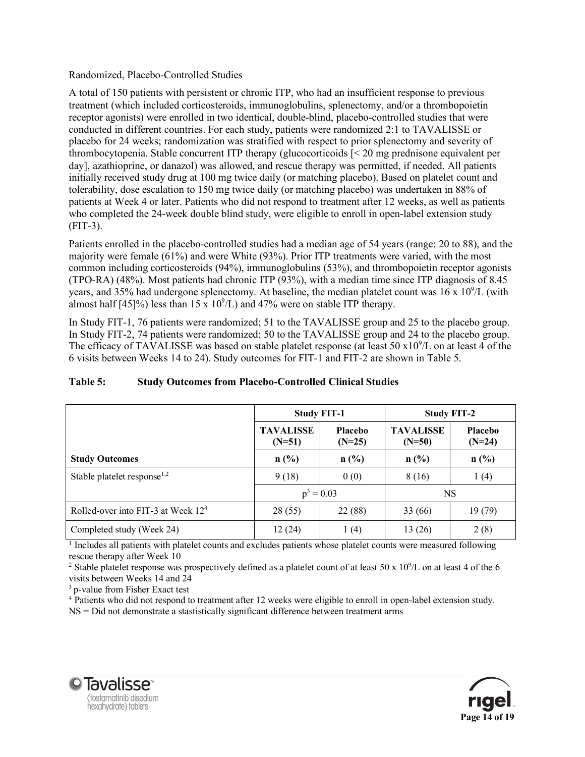Randomized, Placebo-Controlled Studies

A total of 150 patients with persistent or chronic ITP, who had an insufficient response to previous treatment (which included corticosteroids, immunoglobulins, splenectomy, and/or a thrombopoietin receptor agonists) were enrolled in two identical, double-blind, placebo-controlled studies that were conducted in different countries. For each study, patients were randomized 2:1 to TAVALISSE or placebo for 24 weeks; randomization was stratified with respect to prior splenectomy and severity of thrombocytopenia. Stable concurrent ITP therapy (glucocorticoids [< 20 mg prednisone equivalent per day], azathioprine, or danazol) was allowed, and rescue therapy was permitted, if needed. All patients initially received study drug at 100 mg twice daily (or matching placebo). Based on platelet count and tolerability, dose escalation to 150 mg twice daily (or matching placebo) was undertaken in 88% of patients at Week 4 or later. Patients who did not respond to treatment after 12 weeks, as well as patients who completed the 24-week double blind study, were eligible to enroll in open-label extension study (FIT-3).

Patients enrolled in the placebo-controlled studies had a median age of 54 years (range: 20 to 88), and the majority were female (61%) and were White (93%). Prior ITP treatments were varied, with the most common including corticosteroids (94%), immunoglobulins (53%), and thrombopoietin receptor agonists (TPO-RA) (48%). Most patients had chronic ITP (93%), with a median time since ITP diagnosis of 8.45 years, and 35% had undergone splenectomy. At baseline, the median platelet count was $16 \times 10^9$/L (with almost half [45]%) less than $15 \times 10^9$/L) and 47% were on stable ITP therapy.

In Study FIT-1, 76 patients were randomized; 51 to the TAVALISSE group and 25 to the placebo group. In Study FIT-2, 74 patients were randomized; 50 to the TAVALISSE group and 24 to the placebo group. The efficacy of TAVALISSE was based on stable platelet response (at least $50 \times 10^9$/L on at least 4 of the 6 visits between Weeks 14 to 24). Study outcomes for FIT-1 and FIT-2 are shown in Table 5.

**Table 5: Study Outcomes from Placebo-Controlled Clinical Studies**

| | Study FIT-1 | | Study FIT-2 | |
|---|---|---|---|---|
| | TAVALISSE (N=51) | Placebo (N=25) | TAVALISSE (N=50) | Placebo (N=24) |
| **Study Outcomes** | n (%) | n (%) | n (%) | n (%) |
| Stable platelet response[1,2] | 9 (18) | 0 (0) | 8 (16) | 1 (4) |
| | p[3] = 0.03 | | NS | |
| Rolled-over into FIT-3 at Week 12[4] | 28 (55) | 22 (88) | 33 (66) | 19 (79) |
| Completed study (Week 24) | 12 (24) | 1 (4) | 13 (26) | 2 (8) |

[1] Includes all patients with platelet counts and excludes patients whose platelet counts were measured following rescue therapy after Week 10

[2] Stable platelet response was prospectively defined as a platelet count of at least $50 \times 10^9$/L on at least 4 of the 6 visits between Weeks 14 and 24

[3] p-value from Fisher Exact test

[4] Patients who did not respond to treatment after 12 weeks were eligible to enroll in open-label extension study.

NS = Did not demonstrate a stastistically significant difference between treatment arms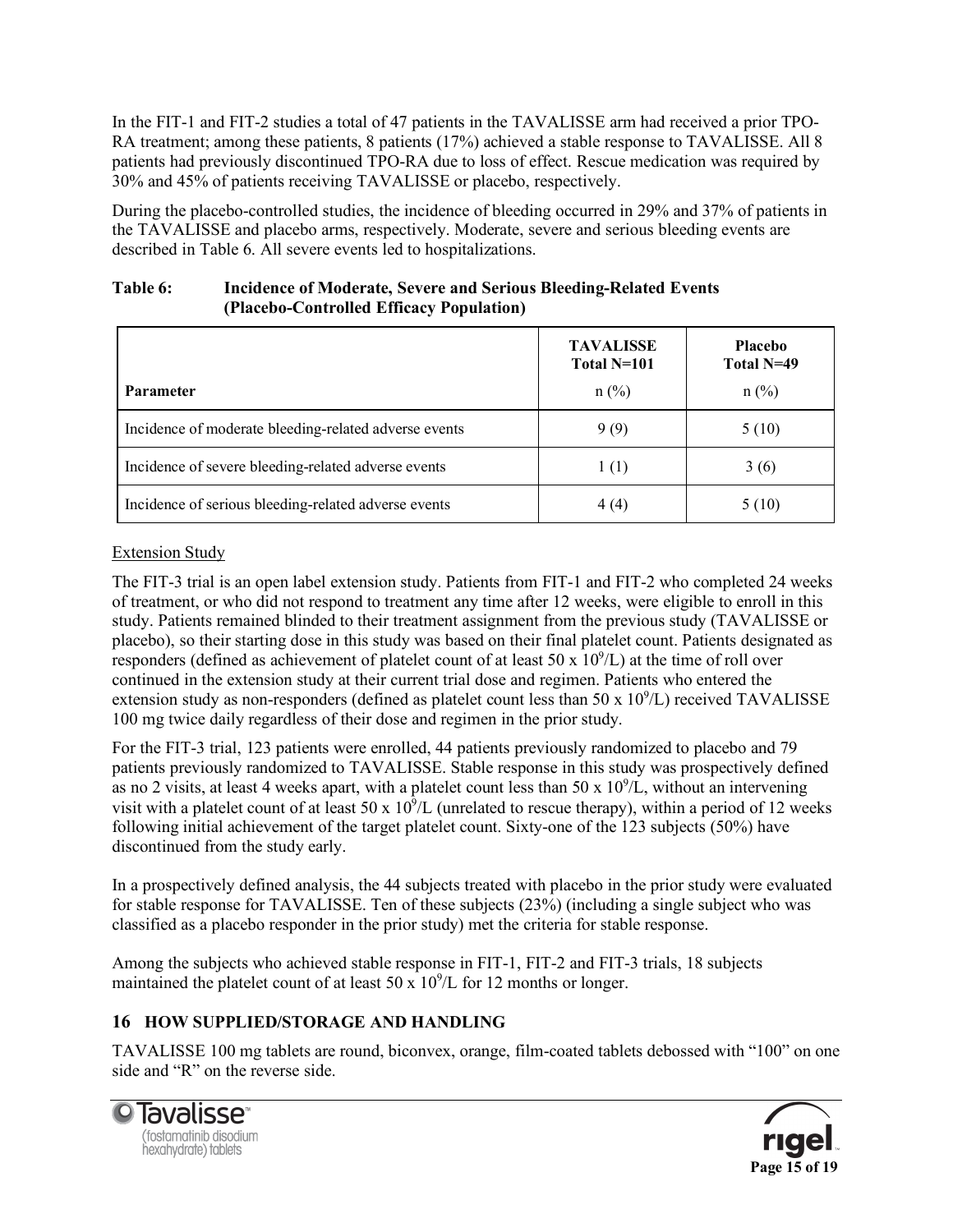In the FIT-1 and FIT-2 studies a total of 47 patients in the TAVALISSE arm had received a prior TPO-RA treatment; among these patients, 8 patients (17%) achieved a stable response to TAVALISSE. All 8 patients had previously discontinued TPO-RA due to loss of effect. Rescue medication was required by 30% and 45% of patients receiving TAVALISSE or placebo, respectively.

During the placebo-controlled studies, the incidence of bleeding occurred in 29% and 37% of patients in the TAVALISSE and placebo arms, respectively. Moderate, severe and serious bleeding events are described in Table 6. All severe events led to hospitalizations.

**Table 6: Incidence of Moderate, Severe and Serious Bleeding-Related Events (Placebo-Controlled Efficacy Population)**

| Parameter | TAVALISSE Total N=101 n (%) | Placebo Total N=49 n (%) |
|---|---|---|
| Incidence of moderate bleeding-related adverse events | 9 (9) | 5 (10) |
| Incidence of severe bleeding-related adverse events | 1 (1) | 3 (6) |
| Incidence of serious bleeding-related adverse events | 4 (4) | 5 (10) |

Extension Study

The FIT-3 trial is an open label extension study. Patients from FIT-1 and FIT-2 who completed 24 weeks of treatment, or who did not respond to treatment any time after 12 weeks, were eligible to enroll in this study. Patients remained blinded to their treatment assignment from the previous study (TAVALISSE or placebo), so their starting dose in this study was based on their final platelet count. Patients designated as responders (defined as achievement of platelet count of at least 50 x $10^9$/L) at the time of roll over continued in the extension study at their current trial dose and regimen. Patients who entered the extension study as non-responders (defined as platelet count less than 50 x $10^9$/L) received TAVALISSE 100 mg twice daily regardless of their dose and regimen in the prior study.

For the FIT-3 trial, 123 patients were enrolled, 44 patients previously randomized to placebo and 79 patients previously randomized to TAVALISSE. Stable response in this study was prospectively defined as no 2 visits, at least 4 weeks apart, with a platelet count less than 50 x $10^9$/L, without an intervening visit with a platelet count of at least 50 x $10^9$/L (unrelated to rescue therapy), within a period of 12 weeks following initial achievement of the target platelet count. Sixty-one of the 123 subjects (50%) have discontinued from the study early.

In a prospectively defined analysis, the 44 subjects treated with placebo in the prior study were evaluated for stable response for TAVALISSE. Ten of these subjects (23%) (including a single subject who was classified as a placebo responder in the prior study) met the criteria for stable response.

Among the subjects who achieved stable response in FIT-1, FIT-2 and FIT-3 trials, 18 subjects maintained the platelet count of at least 50 x $10^9$/L for 12 months or longer.

## 16 HOW SUPPLIED/STORAGE AND HANDLING

TAVALISSE 100 mg tablets are round, biconvex, orange, film-coated tablets debossed with "100" on one side and "R" on the reverse side.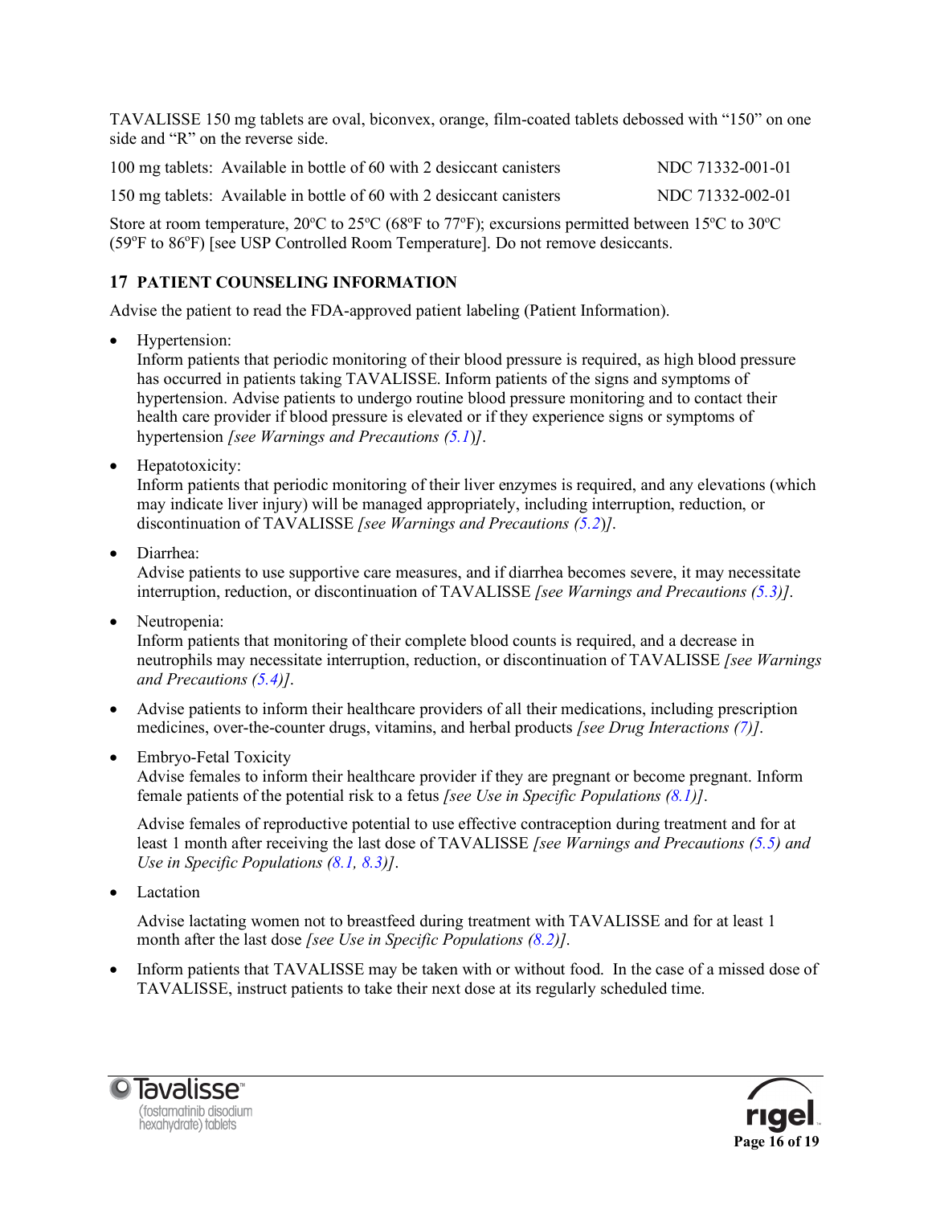TAVALISSE 150 mg tablets are oval, biconvex, orange, film-coated tablets debossed with "150" on one side and "R" on the reverse side.

| | |
|---|---|
| 100 mg tablets: Available in bottle of 60 with 2 desiccant canisters | NDC 71332-001-01 |
| 150 mg tablets: Available in bottle of 60 with 2 desiccant canisters | NDC 71332-002-01 |

Store at room temperature, 20ºC to 25ºC (68ºF to 77ºF); excursions permitted between 15ºC to 30ºC (59ºF to 86ºF) [see USP Controlled Room Temperature]. Do not remove desiccants.

## 17 PATIENT COUNSELING INFORMATION

Advise the patient to read the FDA-approved patient labeling (Patient Information).

- Hypertension:
  Inform patients that periodic monitoring of their blood pressure is required, as high blood pressure has occurred in patients taking TAVALISSE. Inform patients of the signs and symptoms of hypertension. Advise patients to undergo routine blood pressure monitoring and to contact their health care provider if blood pressure is elevated or if they experience signs or symptoms of hypertension *[see Warnings and Precautions (5.1)]*.

- Hepatotoxicity:
  Inform patients that periodic monitoring of their liver enzymes is required, and any elevations (which may indicate liver injury) will be managed appropriately, including interruption, reduction, or discontinuation of TAVALISSE *[see Warnings and Precautions (5.2)]*.

- Diarrhea:
  Advise patients to use supportive care measures, and if diarrhea becomes severe, it may necessitate interruption, reduction, or discontinuation of TAVALISSE *[see Warnings and Precautions (5.3)]*.

- Neutropenia:
  Inform patients that monitoring of their complete blood counts is required, and a decrease in neutrophils may necessitate interruption, reduction, or discontinuation of TAVALISSE *[see Warnings and Precautions (5.4)]*.

- Advise patients to inform their healthcare providers of all their medications, including prescription medicines, over-the-counter drugs, vitamins, and herbal products *[see Drug Interactions (7)]*.

- Embryo-Fetal Toxicity
  Advise females to inform their healthcare provider if they are pregnant or become pregnant. Inform female patients of the potential risk to a fetus *[see Use in Specific Populations (8.1)]*.

  Advise females of reproductive potential to use effective contraception during treatment and for at least 1 month after receiving the last dose of TAVALISSE *[see Warnings and Precautions (5.5) and Use in Specific Populations (8.1, 8.3)]*.

- Lactation

  Advise lactating women not to breastfeed during treatment with TAVALISSE and for at least 1 month after the last dose *[see Use in Specific Populations (8.2)]*.

- Inform patients that TAVALISSE may be taken with or without food. In the case of a missed dose of TAVALISSE, instruct patients to take their next dose at its regularly scheduled time.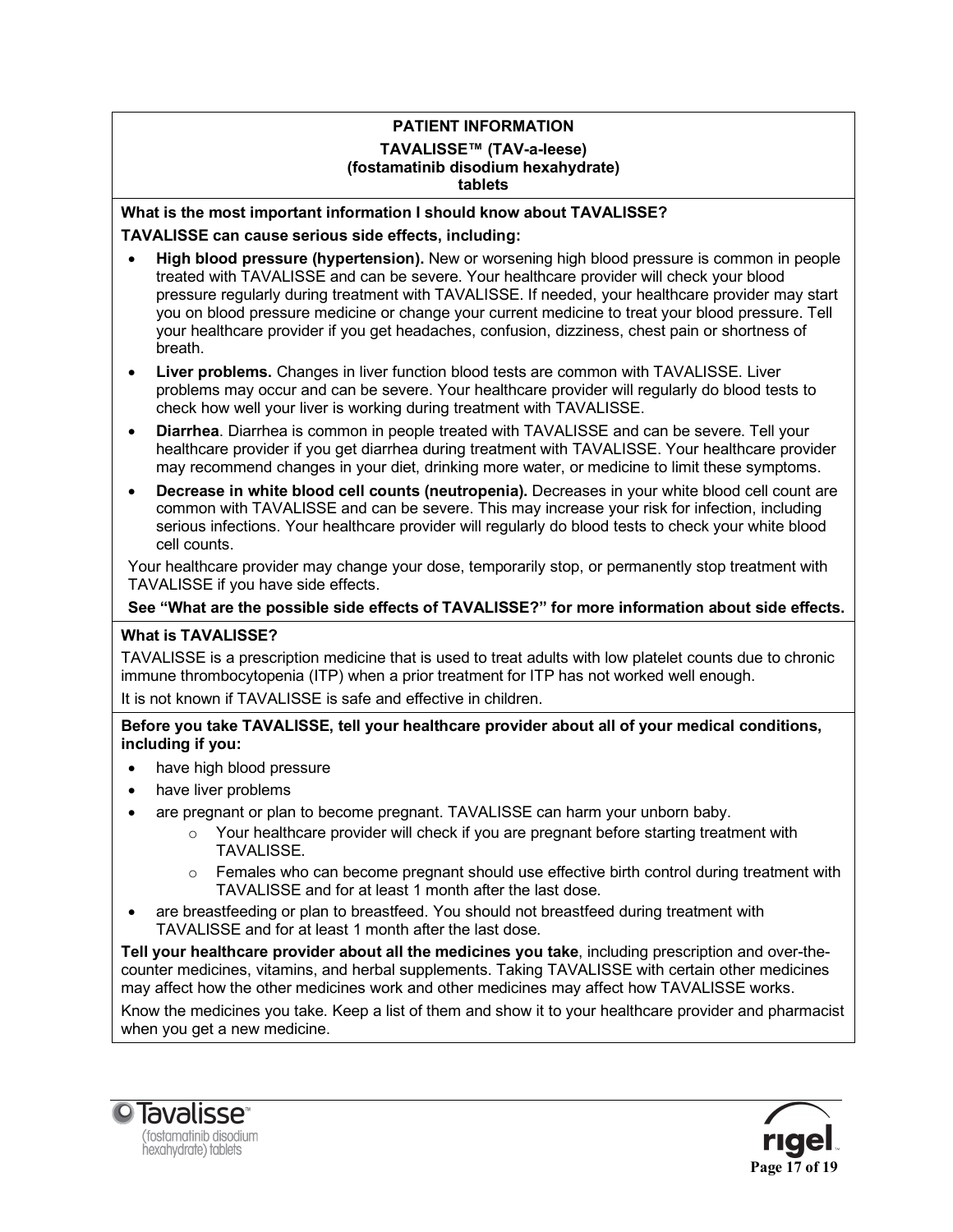# PATIENT INFORMATION

## TAVALISSE™ (TAV-a-leese)
## (fostamatinib disodium hexahydrate)
## tablets

**What is the most important information I should know about TAVALISSE?**

**TAVALISSE can cause serious side effects, including:**

- **High blood pressure (hypertension).** New or worsening high blood pressure is common in people treated with TAVALISSE and can be severe. Your healthcare provider will check your blood pressure regularly during treatment with TAVALISSE. If needed, your healthcare provider may start you on blood pressure medicine or change your current medicine to treat your blood pressure. Tell your healthcare provider if you get headaches, confusion, dizziness, chest pain or shortness of breath.
- **Liver problems.** Changes in liver function blood tests are common with TAVALISSE. Liver problems may occur and can be severe. Your healthcare provider will regularly do blood tests to check how well your liver is working during treatment with TAVALISSE.
- **Diarrhea**. Diarrhea is common in people treated with TAVALISSE and can be severe. Tell your healthcare provider if you get diarrhea during treatment with TAVALISSE. Your healthcare provider may recommend changes in your diet, drinking more water, or medicine to limit these symptoms.
- **Decrease in white blood cell counts (neutropenia).** Decreases in your white blood cell count are common with TAVALISSE and can be severe. This may increase your risk for infection, including serious infections. Your healthcare provider will regularly do blood tests to check your white blood cell counts.

Your healthcare provider may change your dose, temporarily stop, or permanently stop treatment with TAVALISSE if you have side effects.

**See "What are the possible side effects of TAVALISSE?" for more information about side effects.**

**What is TAVALISSE?**

TAVALISSE is a prescription medicine that is used to treat adults with low platelet counts due to chronic immune thrombocytopenia (ITP) when a prior treatment for ITP has not worked well enough.

It is not known if TAVALISSE is safe and effective in children.

**Before you take TAVALISSE, tell your healthcare provider about all of your medical conditions, including if you:**

- have high blood pressure
- have liver problems
- are pregnant or plan to become pregnant. TAVALISSE can harm your unborn baby.
  - Your healthcare provider will check if you are pregnant before starting treatment with TAVALISSE.
  - Females who can become pregnant should use effective birth control during treatment with TAVALISSE and for at least 1 month after the last dose.
- are breastfeeding or plan to breastfeed. You should not breastfeed during treatment with TAVALISSE and for at least 1 month after the last dose.

**Tell your healthcare provider about all the medicines you take**, including prescription and over-the-counter medicines, vitamins, and herbal supplements. Taking TAVALISSE with certain other medicines may affect how the other medicines work and other medicines may affect how TAVALISSE works.

Know the medicines you take. Keep a list of them and show it to your healthcare provider and pharmacist when you get a new medicine.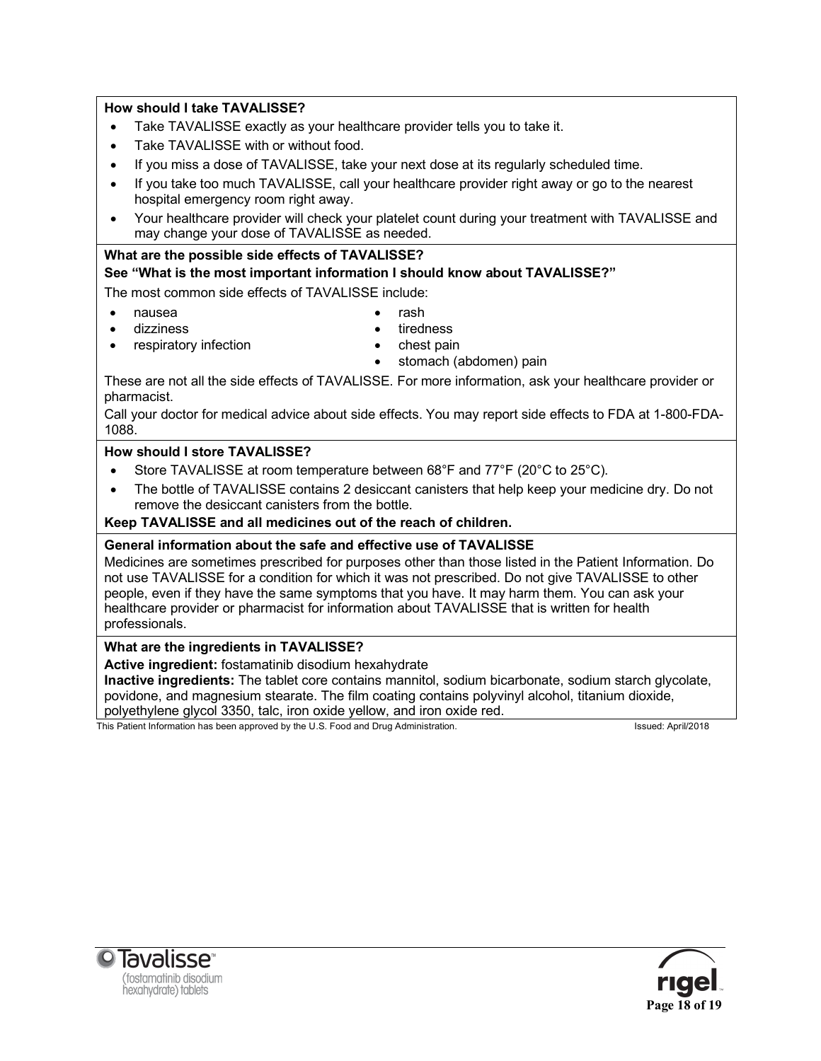**How should I take TAVALISSE?**

- Take TAVALISSE exactly as your healthcare provider tells you to take it.
- Take TAVALISSE with or without food.
- If you miss a dose of TAVALISSE, take your next dose at its regularly scheduled time.
- If you take too much TAVALISSE, call your healthcare provider right away or go to the nearest hospital emergency room right away.
- Your healthcare provider will check your platelet count during your treatment with TAVALISSE and may change your dose of TAVALISSE as needed.

**What are the possible side effects of TAVALISSE?**

**See "What is the most important information I should know about TAVALISSE?"**

The most common side effects of TAVALISSE include:

- nausea
- dizziness
- respiratory infection
- rash
- tiredness
- chest pain
- stomach (abdomen) pain

These are not all the side effects of TAVALISSE. For more information, ask your healthcare provider or pharmacist.

Call your doctor for medical advice about side effects. You may report side effects to FDA at 1-800-FDA-1088.

**How should I store TAVALISSE?**

- Store TAVALISSE at room temperature between 68°F and 77°F (20°C to 25°C).
- The bottle of TAVALISSE contains 2 desiccant canisters that help keep your medicine dry. Do not remove the desiccant canisters from the bottle.

**Keep TAVALISSE and all medicines out of the reach of children.**

**General information about the safe and effective use of TAVALISSE**

Medicines are sometimes prescribed for purposes other than those listed in the Patient Information. Do not use TAVALISSE for a condition for which it was not prescribed. Do not give TAVALISSE to other people, even if they have the same symptoms that you have. It may harm them. You can ask your healthcare provider or pharmacist for information about TAVALISSE that is written for health professionals.

**What are the ingredients in TAVALISSE?**

**Active ingredient:** fostamatinib disodium hexahydrate

**Inactive ingredients:** The tablet core contains mannitol, sodium bicarbonate, sodium starch glycolate, povidone, and magnesium stearate. The film coating contains polyvinyl alcohol, titanium dioxide, polyethylene glycol 3350, talc, iron oxide yellow, and iron oxide red.

This Patient Information has been approved by the U.S. Food and Drug Administration. Issued: April/2018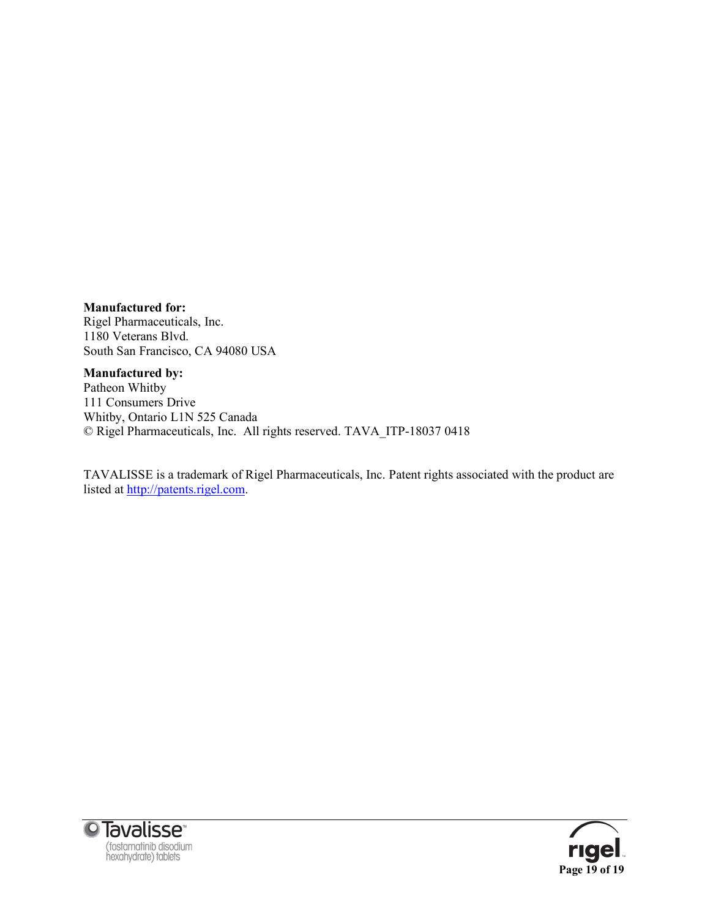**Manufactured for:**
Rigel Pharmaceuticals, Inc.
1180 Veterans Blvd.
South San Francisco, CA 94080 USA

**Manufactured by:**
Patheon Whitby
111 Consumers Drive
Whitby, Ontario L1N 525 Canada
© Rigel Pharmaceuticals, Inc. All rights reserved. TAVA_ITP-18037 0418

TAVALISSE is a trademark of Rigel Pharmaceuticals, Inc. Patent rights associated with the product are listed at http://patents.rigel.com.